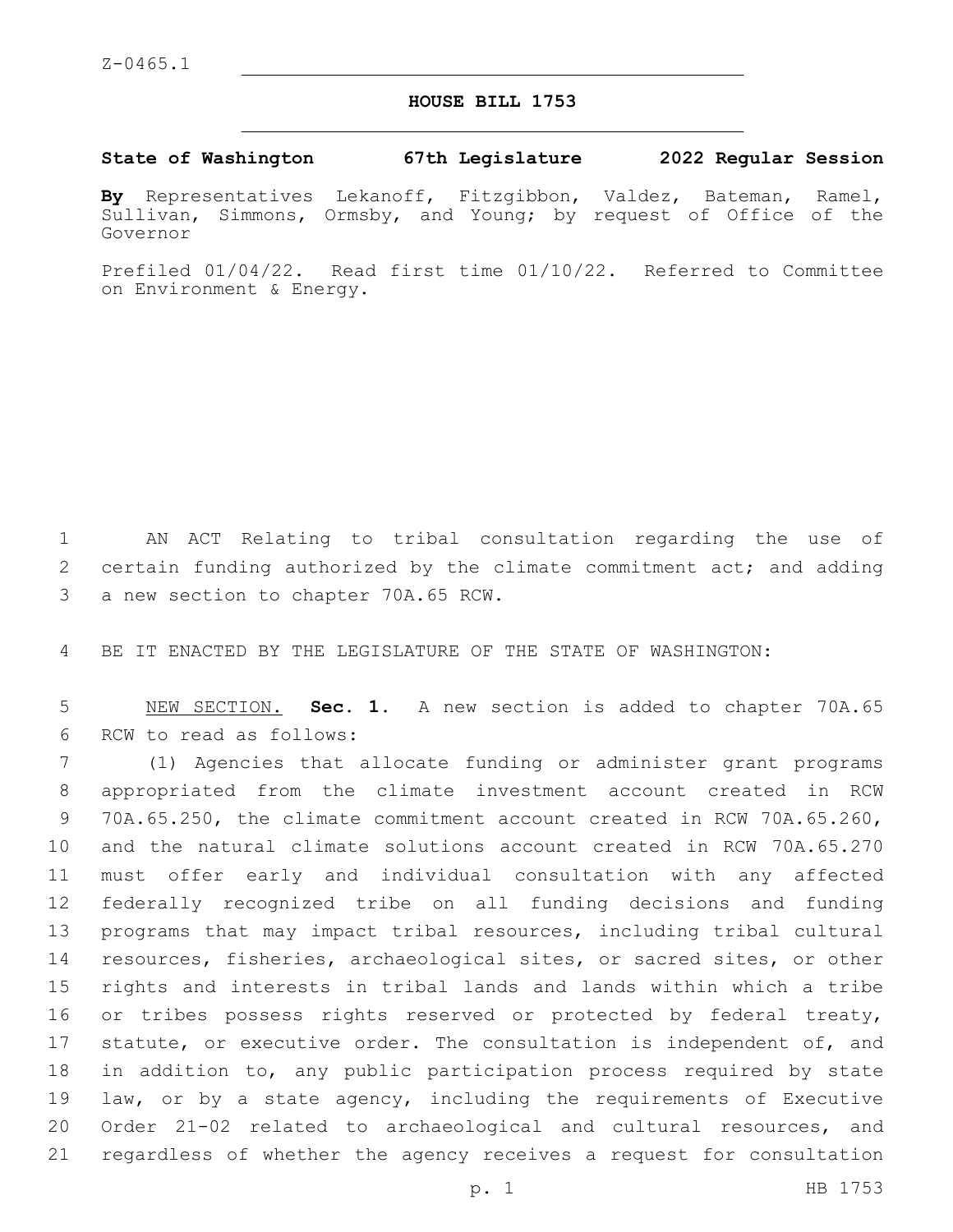Z-0465.1

# HOUSE BILL 1753

**State of Washington 67th Legislature 2022 Regular Session**

**By** Representatives Lekanoff, Fitzgibbon, Valdez, Bateman, Ramel, Sullivan, Simmons, Ormsby, and Young; by request of Office of the Governor

Prefiled 01/04/22. Read first time 01/10/22. Referred to Committee on Environment & Energy.

AN ACT Relating to tribal consultation regarding the use of certain funding authorized by the climate commitment act; and adding a new section to chapter 70A.65 RCW.

BE IT ENACTED BY THE LEGISLATURE OF THE STATE OF WASHINGTON:

NEW SECTION. **Sec. 1.** A new section is added to chapter 70A.65 RCW to read as follows:

(1) Agencies that allocate funding or administer grant programs appropriated from the climate investment account created in RCW 70A.65.250, the climate commitment account created in RCW 70A.65.260, and the natural climate solutions account created in RCW 70A.65.270 must offer early and individual consultation with any affected federally recognized tribe on all funding decisions and funding programs that may impact tribal resources, including tribal cultural resources, fisheries, archaeological sites, or sacred sites, or other rights and interests in tribal lands and lands within which a tribe or tribes possess rights reserved or protected by federal treaty, statute, or executive order. The consultation is independent of, and in addition to, any public participation process required by state law, or by a state agency, including the requirements of Executive Order 21-02 related to archaeological and cultural resources, and regardless of whether the agency receives a request for consultation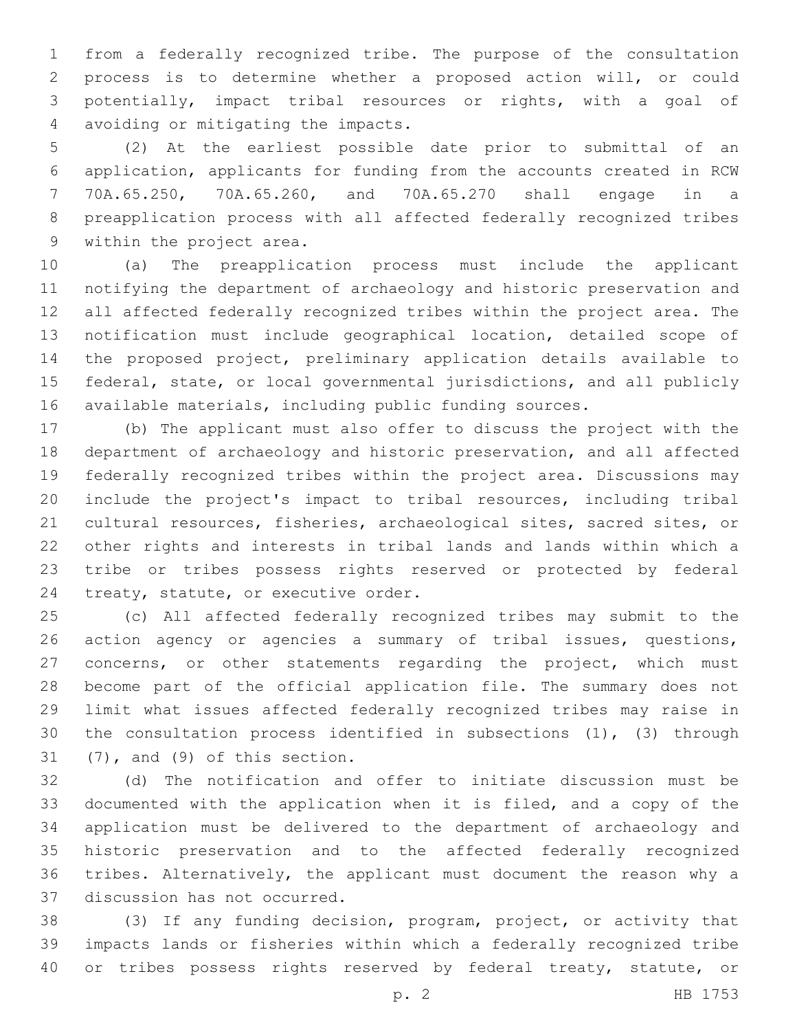from a federally recognized tribe. The purpose of the consultation process is to determine whether a proposed action will, or could potentially, impact tribal resources or rights, with a goal of avoiding or mitigating the impacts.

(2) At the earliest possible date prior to submittal of an application, applicants for funding from the accounts created in RCW 70A.65.250, 70A.65.260, and 70A.65.270 shall engage in a preapplication process with all affected federally recognized tribes within the project area.

(a) The preapplication process must include the applicant notifying the department of archaeology and historic preservation and all affected federally recognized tribes within the project area. The notification must include geographical location, detailed scope of the proposed project, preliminary application details available to federal, state, or local governmental jurisdictions, and all publicly available materials, including public funding sources.

(b) The applicant must also offer to discuss the project with the department of archaeology and historic preservation, and all affected federally recognized tribes within the project area. Discussions may include the project's impact to tribal resources, including tribal cultural resources, fisheries, archaeological sites, sacred sites, or other rights and interests in tribal lands and lands within which a tribe or tribes possess rights reserved or protected by federal treaty, statute, or executive order.

(c) All affected federally recognized tribes may submit to the action agency or agencies a summary of tribal issues, questions, concerns, or other statements regarding the project, which must become part of the official application file. The summary does not limit what issues affected federally recognized tribes may raise in the consultation process identified in subsections (1), (3) through (7), and (9) of this section.

(d) The notification and offer to initiate discussion must be documented with the application when it is filed, and a copy of the application must be delivered to the department of archaeology and historic preservation and to the affected federally recognized tribes. Alternatively, the applicant must document the reason why a discussion has not occurred.

(3) If any funding decision, program, project, or activity that impacts lands or fisheries within which a federally recognized tribe or tribes possess rights reserved by federal treaty, statute, or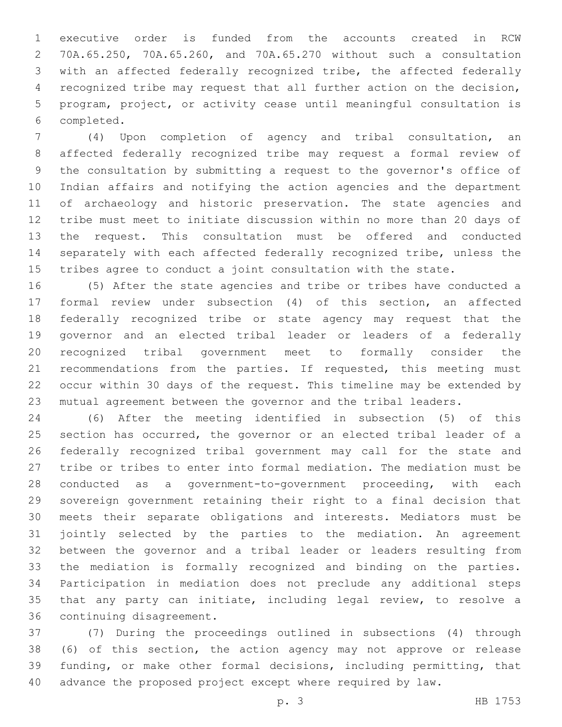executive order is funded from the accounts created in RCW 70A.65.250, 70A.65.260, and 70A.65.270 without such a consultation with an affected federally recognized tribe, the affected federally recognized tribe may request that all further action on the decision, program, project, or activity cease until meaningful consultation is completed.

(4) Upon completion of agency and tribal consultation, an affected federally recognized tribe may request a formal review of the consultation by submitting a request to the governor's office of Indian affairs and notifying the action agencies and the department of archaeology and historic preservation. The state agencies and tribe must meet to initiate discussion within no more than 20 days of the request. This consultation must be offered and conducted separately with each affected federally recognized tribe, unless the tribes agree to conduct a joint consultation with the state.

(5) After the state agencies and tribe or tribes have conducted a formal review under subsection (4) of this section, an affected federally recognized tribe or state agency may request that the governor and an elected tribal leader or leaders of a federally recognized tribal government meet to formally consider the recommendations from the parties. If requested, this meeting must occur within 30 days of the request. This timeline may be extended by mutual agreement between the governor and the tribal leaders.

(6) After the meeting identified in subsection (5) of this section has occurred, the governor or an elected tribal leader of a federally recognized tribal government may call for the state and tribe or tribes to enter into formal mediation. The mediation must be conducted as a government-to-government proceeding, with each sovereign government retaining their right to a final decision that meets their separate obligations and interests. Mediators must be jointly selected by the parties to the mediation. An agreement between the governor and a tribal leader or leaders resulting from the mediation is formally recognized and binding on the parties. Participation in mediation does not preclude any additional steps that any party can initiate, including legal review, to resolve a continuing disagreement.

(7) During the proceedings outlined in subsections (4) through (6) of this section, the action agency may not approve or release funding, or make other formal decisions, including permitting, that advance the proposed project except where required by law.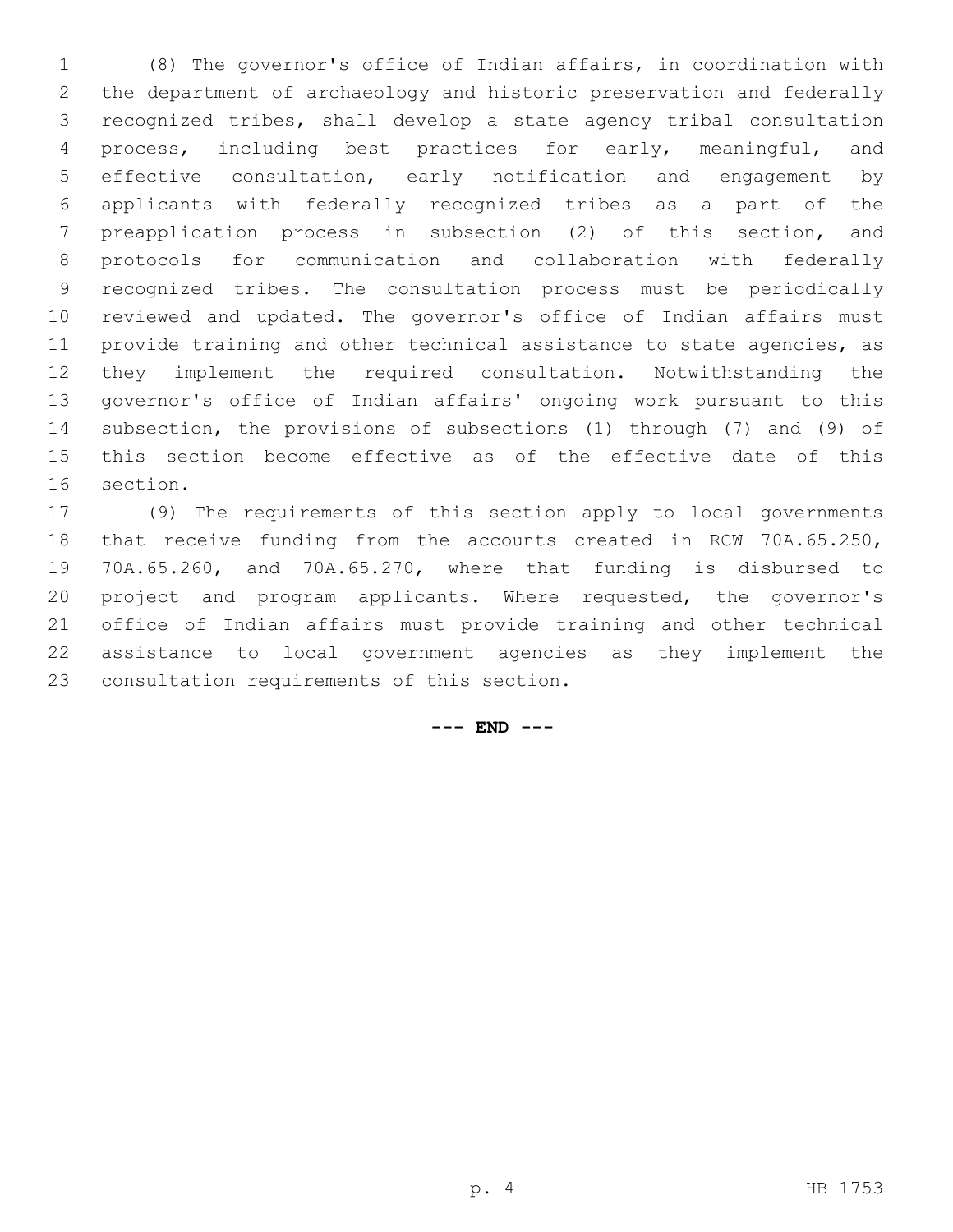(8) The governor's office of Indian affairs, in coordination with the department of archaeology and historic preservation and federally recognized tribes, shall develop a state agency tribal consultation process, including best practices for early, meaningful, and effective consultation, early notification and engagement by applicants with federally recognized tribes as a part of the preapplication process in subsection (2) of this section, and protocols for communication and collaboration with federally recognized tribes. The consultation process must be periodically reviewed and updated. The governor's office of Indian affairs must provide training and other technical assistance to state agencies, as they implement the required consultation. Notwithstanding the governor's office of Indian affairs' ongoing work pursuant to this subsection, the provisions of subsections (1) through (7) and (9) of this section become effective as of the effective date of this section.

(9) The requirements of this section apply to local governments that receive funding from the accounts created in RCW 70A.65.250, 70A.65.260, and 70A.65.270, where that funding is disbursed to project and program applicants. Where requested, the governor's office of Indian affairs must provide training and other technical assistance to local government agencies as they implement the consultation requirements of this section.

**--- END ---**